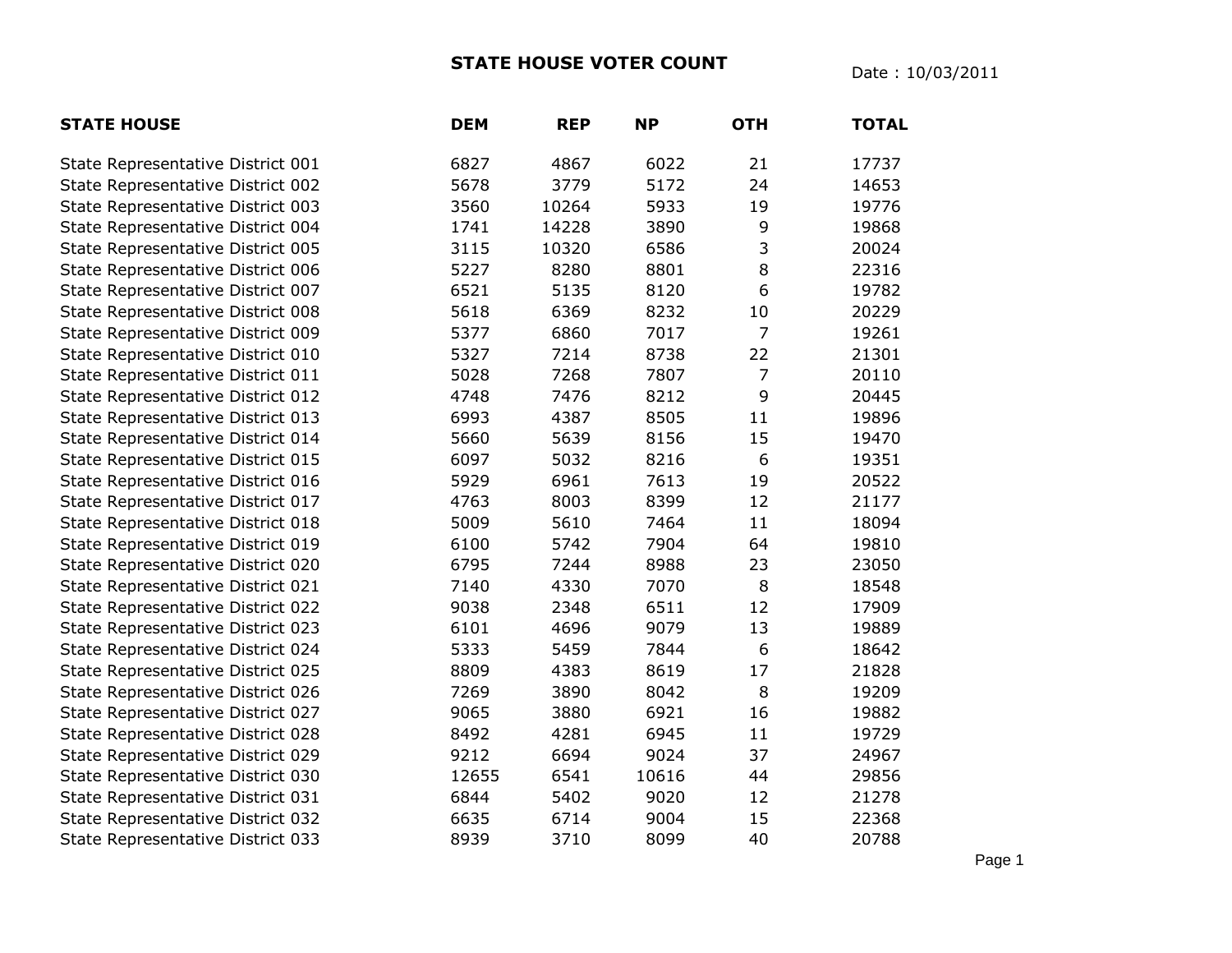# STATE HOUSE VOTER COUNT

Date : 10/03/2011

| STATE HOUSE | DEM | REP | NP | OTH | TOTAL |
|---|---|---|---|---|---|
| State Representative District 001 | 6827 | 4867 | 6022 | 21 | 17737 |
| State Representative District 002 | 5678 | 3779 | 5172 | 24 | 14653 |
| State Representative District 003 | 3560 | 10264 | 5933 | 19 | 19776 |
| State Representative District 004 | 1741 | 14228 | 3890 | 9 | 19868 |
| State Representative District 005 | 3115 | 10320 | 6586 | 3 | 20024 |
| State Representative District 006 | 5227 | 8280 | 8801 | 8 | 22316 |
| State Representative District 007 | 6521 | 5135 | 8120 | 6 | 19782 |
| State Representative District 008 | 5618 | 6369 | 8232 | 10 | 20229 |
| State Representative District 009 | 5377 | 6860 | 7017 | 7 | 19261 |
| State Representative District 010 | 5327 | 7214 | 8738 | 22 | 21301 |
| State Representative District 011 | 5028 | 7268 | 7807 | 7 | 20110 |
| State Representative District 012 | 4748 | 7476 | 8212 | 9 | 20445 |
| State Representative District 013 | 6993 | 4387 | 8505 | 11 | 19896 |
| State Representative District 014 | 5660 | 5639 | 8156 | 15 | 19470 |
| State Representative District 015 | 6097 | 5032 | 8216 | 6 | 19351 |
| State Representative District 016 | 5929 | 6961 | 7613 | 19 | 20522 |
| State Representative District 017 | 4763 | 8003 | 8399 | 12 | 21177 |
| State Representative District 018 | 5009 | 5610 | 7464 | 11 | 18094 |
| State Representative District 019 | 6100 | 5742 | 7904 | 64 | 19810 |
| State Representative District 020 | 6795 | 7244 | 8988 | 23 | 23050 |
| State Representative District 021 | 7140 | 4330 | 7070 | 8 | 18548 |
| State Representative District 022 | 9038 | 2348 | 6511 | 12 | 17909 |
| State Representative District 023 | 6101 | 4696 | 9079 | 13 | 19889 |
| State Representative District 024 | 5333 | 5459 | 7844 | 6 | 18642 |
| State Representative District 025 | 8809 | 4383 | 8619 | 17 | 21828 |
| State Representative District 026 | 7269 | 3890 | 8042 | 8 | 19209 |
| State Representative District 027 | 9065 | 3880 | 6921 | 16 | 19882 |
| State Representative District 028 | 8492 | 4281 | 6945 | 11 | 19729 |
| State Representative District 029 | 9212 | 6694 | 9024 | 37 | 24967 |
| State Representative District 030 | 12655 | 6541 | 10616 | 44 | 29856 |
| State Representative District 031 | 6844 | 5402 | 9020 | 12 | 21278 |
| State Representative District 032 | 6635 | 6714 | 9004 | 15 | 22368 |
| State Representative District 033 | 8939 | 3710 | 8099 | 40 | 20788 |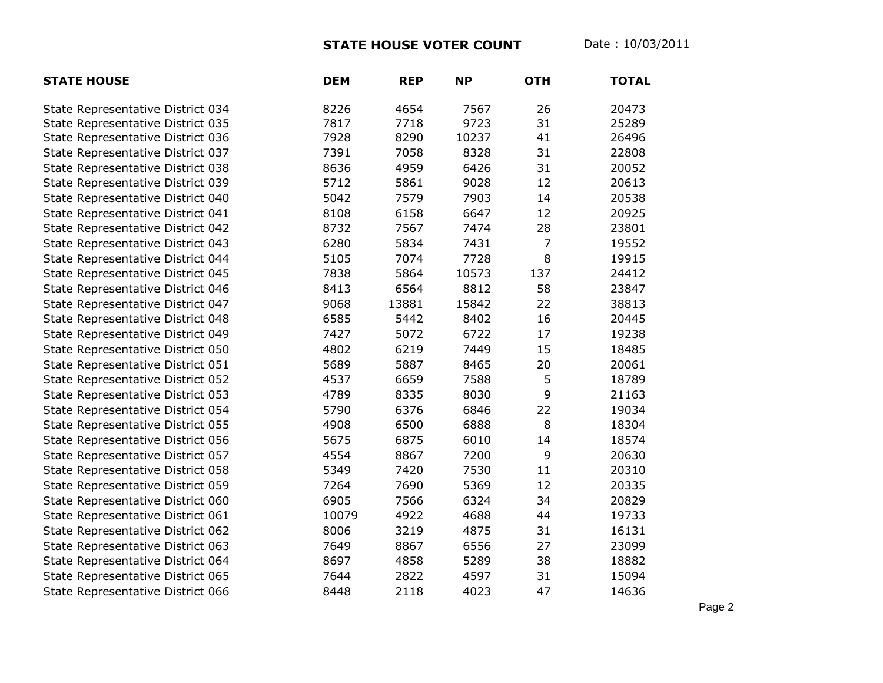**STATE HOUSE VOTER COUNT** Date : 10/03/2011

| STATE HOUSE | DEM | REP | NP | OTH | TOTAL |
|---|---|---|---|---|---|
| State Representative District 034 | 8226 | 4654 | 7567 | 26 | 20473 |
| State Representative District 035 | 7817 | 7718 | 9723 | 31 | 25289 |
| State Representative District 036 | 7928 | 8290 | 10237 | 41 | 26496 |
| State Representative District 037 | 7391 | 7058 | 8328 | 31 | 22808 |
| State Representative District 038 | 8636 | 4959 | 6426 | 31 | 20052 |
| State Representative District 039 | 5712 | 5861 | 9028 | 12 | 20613 |
| State Representative District 040 | 5042 | 7579 | 7903 | 14 | 20538 |
| State Representative District 041 | 8108 | 6158 | 6647 | 12 | 20925 |
| State Representative District 042 | 8732 | 7567 | 7474 | 28 | 23801 |
| State Representative District 043 | 6280 | 5834 | 7431 | 7 | 19552 |
| State Representative District 044 | 5105 | 7074 | 7728 | 8 | 19915 |
| State Representative District 045 | 7838 | 5864 | 10573 | 137 | 24412 |
| State Representative District 046 | 8413 | 6564 | 8812 | 58 | 23847 |
| State Representative District 047 | 9068 | 13881 | 15842 | 22 | 38813 |
| State Representative District 048 | 6585 | 5442 | 8402 | 16 | 20445 |
| State Representative District 049 | 7427 | 5072 | 6722 | 17 | 19238 |
| State Representative District 050 | 4802 | 6219 | 7449 | 15 | 18485 |
| State Representative District 051 | 5689 | 5887 | 8465 | 20 | 20061 |
| State Representative District 052 | 4537 | 6659 | 7588 | 5 | 18789 |
| State Representative District 053 | 4789 | 8335 | 8030 | 9 | 21163 |
| State Representative District 054 | 5790 | 6376 | 6846 | 22 | 19034 |
| State Representative District 055 | 4908 | 6500 | 6888 | 8 | 18304 |
| State Representative District 056 | 5675 | 6875 | 6010 | 14 | 18574 |
| State Representative District 057 | 4554 | 8867 | 7200 | 9 | 20630 |
| State Representative District 058 | 5349 | 7420 | 7530 | 11 | 20310 |
| State Representative District 059 | 7264 | 7690 | 5369 | 12 | 20335 |
| State Representative District 060 | 6905 | 7566 | 6324 | 34 | 20829 |
| State Representative District 061 | 10079 | 4922 | 4688 | 44 | 19733 |
| State Representative District 062 | 8006 | 3219 | 4875 | 31 | 16131 |
| State Representative District 063 | 7649 | 8867 | 6556 | 27 | 23099 |
| State Representative District 064 | 8697 | 4858 | 5289 | 38 | 18882 |
| State Representative District 065 | 7644 | 2822 | 4597 | 31 | 15094 |
| State Representative District 066 | 8448 | 2118 | 4023 | 47 | 14636 |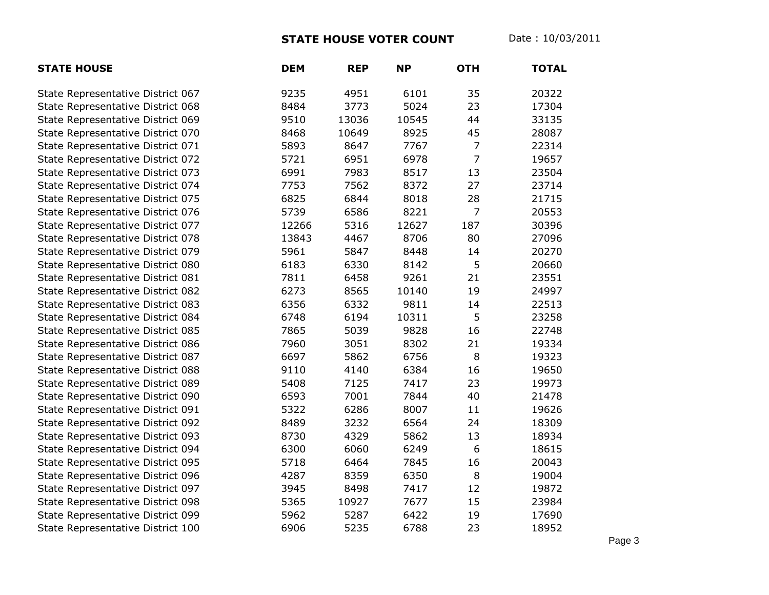## STATE HOUSE VOTER COUNT

Date : 10/03/2011

| STATE HOUSE | DEM | REP | NP | OTH | TOTAL |
|---|---|---|---|---|---|
| State Representative District 067 | 9235 | 4951 | 6101 | 35 | 20322 |
| State Representative District 068 | 8484 | 3773 | 5024 | 23 | 17304 |
| State Representative District 069 | 9510 | 13036 | 10545 | 44 | 33135 |
| State Representative District 070 | 8468 | 10649 | 8925 | 45 | 28087 |
| State Representative District 071 | 5893 | 8647 | 7767 | 7 | 22314 |
| State Representative District 072 | 5721 | 6951 | 6978 | 7 | 19657 |
| State Representative District 073 | 6991 | 7983 | 8517 | 13 | 23504 |
| State Representative District 074 | 7753 | 7562 | 8372 | 27 | 23714 |
| State Representative District 075 | 6825 | 6844 | 8018 | 28 | 21715 |
| State Representative District 076 | 5739 | 6586 | 8221 | 7 | 20553 |
| State Representative District 077 | 12266 | 5316 | 12627 | 187 | 30396 |
| State Representative District 078 | 13843 | 4467 | 8706 | 80 | 27096 |
| State Representative District 079 | 5961 | 5847 | 8448 | 14 | 20270 |
| State Representative District 080 | 6183 | 6330 | 8142 | 5 | 20660 |
| State Representative District 081 | 7811 | 6458 | 9261 | 21 | 23551 |
| State Representative District 082 | 6273 | 8565 | 10140 | 19 | 24997 |
| State Representative District 083 | 6356 | 6332 | 9811 | 14 | 22513 |
| State Representative District 084 | 6748 | 6194 | 10311 | 5 | 23258 |
| State Representative District 085 | 7865 | 5039 | 9828 | 16 | 22748 |
| State Representative District 086 | 7960 | 3051 | 8302 | 21 | 19334 |
| State Representative District 087 | 6697 | 5862 | 6756 | 8 | 19323 |
| State Representative District 088 | 9110 | 4140 | 6384 | 16 | 19650 |
| State Representative District 089 | 5408 | 7125 | 7417 | 23 | 19973 |
| State Representative District 090 | 6593 | 7001 | 7844 | 40 | 21478 |
| State Representative District 091 | 5322 | 6286 | 8007 | 11 | 19626 |
| State Representative District 092 | 8489 | 3232 | 6564 | 24 | 18309 |
| State Representative District 093 | 8730 | 4329 | 5862 | 13 | 18934 |
| State Representative District 094 | 6300 | 6060 | 6249 | 6 | 18615 |
| State Representative District 095 | 5718 | 6464 | 7845 | 16 | 20043 |
| State Representative District 096 | 4287 | 8359 | 6350 | 8 | 19004 |
| State Representative District 097 | 3945 | 8498 | 7417 | 12 | 19872 |
| State Representative District 098 | 5365 | 10927 | 7677 | 15 | 23984 |
| State Representative District 099 | 5962 | 5287 | 6422 | 19 | 17690 |
| State Representative District 100 | 6906 | 5235 | 6788 | 23 | 18952 |